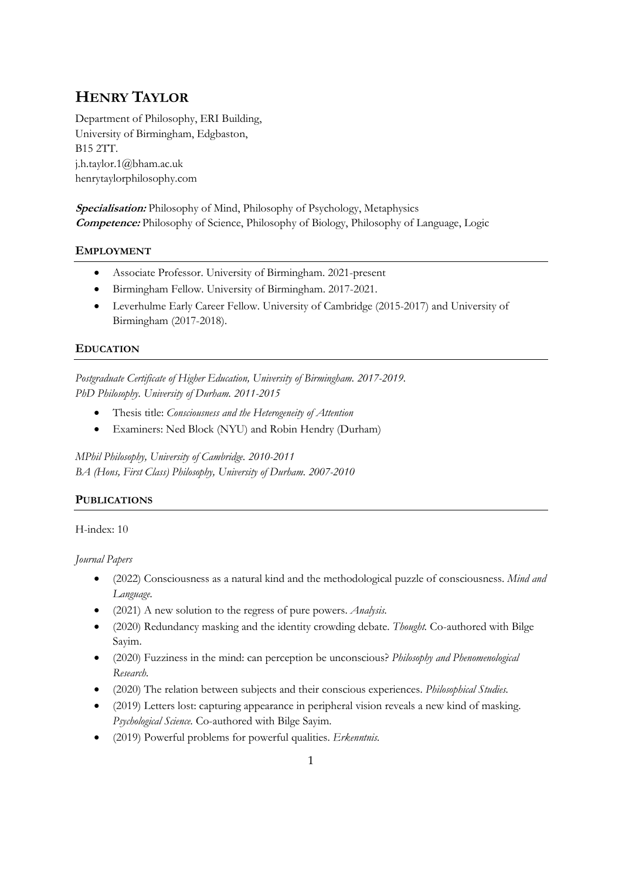# HENRY TAYLOR

Department of Philosophy, ERI Building,
University of Birmingham, Edgbaston,
B15 2TT.
j.h.taylor.1@bham.ac.uk
henrytaylorphilosophy.com

***Specialisation:*** Philosophy of Mind, Philosophy of Psychology, Metaphysics
***Competence:*** Philosophy of Science, Philosophy of Biology, Philosophy of Language, Logic

## EMPLOYMENT

- Associate Professor. University of Birmingham. 2021-present
- Birmingham Fellow. University of Birmingham. 2017-2021.
- Leverhulme Early Career Fellow. University of Cambridge (2015-2017) and University of Birmingham (2017-2018).

## EDUCATION

*Postgraduate Certificate of Higher Education, University of Birmingham. 2017-2019.*
*PhD Philosophy. University of Durham. 2011-2015*

- Thesis title: *Consciousness and the Heterogeneity of Attention*
- Examiners: Ned Block (NYU) and Robin Hendry (Durham)

*MPhil Philosophy, University of Cambridge. 2010-2011*
*BA (Hons, First Class) Philosophy, University of Durham. 2007-2010*

## PUBLICATIONS

H-index: 10

*Journal Papers*

- (2022) Consciousness as a natural kind and the methodological puzzle of consciousness. *Mind and Language.*
- (2021) A new solution to the regress of pure powers. *Analysis.*
- (2020) Redundancy masking and the identity crowding debate. *Thought.* Co-authored with Bilge Sayim.
- (2020) Fuzziness in the mind: can perception be unconscious? *Philosophy and Phenomenological Research.*
- (2020) The relation between subjects and their conscious experiences. *Philosophical Studies.*
- (2019) Letters lost: capturing appearance in peripheral vision reveals a new kind of masking. *Psychological Science.* Co-authored with Bilge Sayim.
- (2019) Powerful problems for powerful qualities. *Erkenntnis.*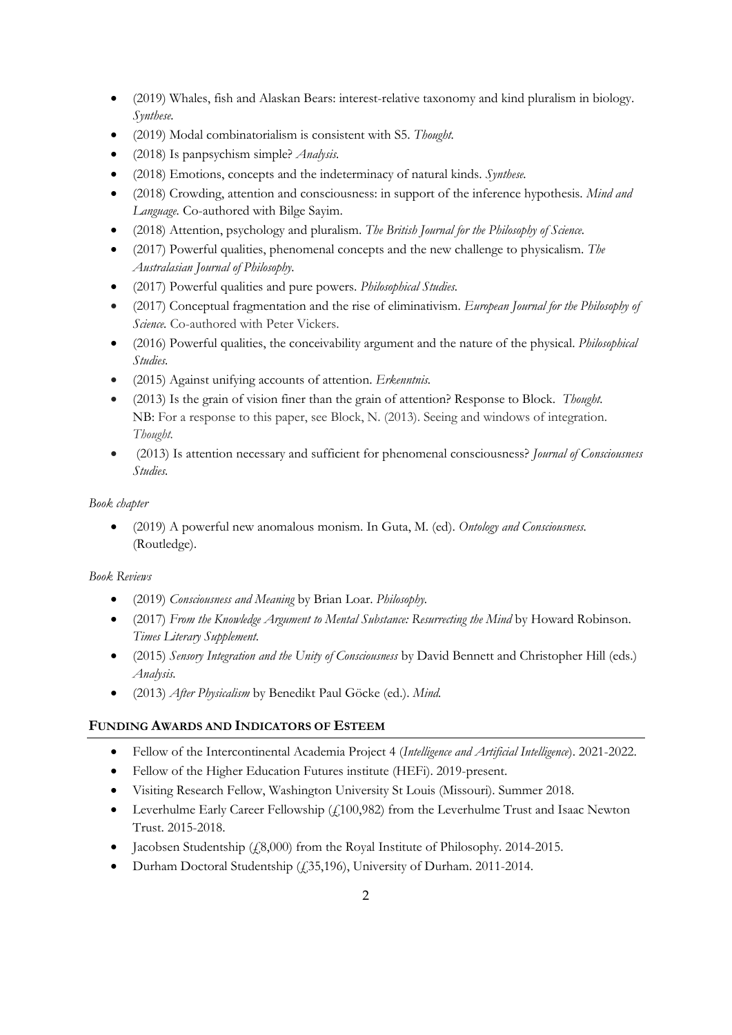- (2019) Whales, fish and Alaskan Bears: interest-relative taxonomy and kind pluralism in biology. *Synthese.*
- (2019) Modal combinatorialism is consistent with S5. *Thought.*
- (2018) Is panpsychism simple? *Analysis.*
- (2018) Emotions, concepts and the indeterminacy of natural kinds. *Synthese.*
- (2018) Crowding, attention and consciousness: in support of the inference hypothesis. *Mind and Language.* Co-authored with Bilge Sayim.
- (2018) Attention, psychology and pluralism. *The British Journal for the Philosophy of Science.*
- (2017) Powerful qualities, phenomenal concepts and the new challenge to physicalism. *The Australasian Journal of Philosophy.*
- (2017) Powerful qualities and pure powers. *Philosophical Studies.*
- (2017) Conceptual fragmentation and the rise of eliminativism. *European Journal for the Philosophy of Science.* Co-authored with Peter Vickers.
- (2016) Powerful qualities, the conceivability argument and the nature of the physical. *Philosophical Studies.*
- (2015) Against unifying accounts of attention. *Erkenntnis.*
- (2013) Is the grain of vision finer than the grain of attention? Response to Block. *Thought.*
  NB: For a response to this paper, see Block, N. (2013). Seeing and windows of integration. *Thought.*
- (2013) Is attention necessary and sufficient for phenomenal consciousness? *Journal of Consciousness Studies.*

*Book chapter*

- (2019) A powerful new anomalous monism. In Guta, M. (ed). *Ontology and Consciousness.* (Routledge).

*Book Reviews*

- (2019) *Consciousness and Meaning* by Brian Loar. *Philosophy.*
- (2017) *From the Knowledge Argument to Mental Substance: Resurrecting the Mind* by Howard Robinson. *Times Literary Supplement.*
- (2015) *Sensory Integration and the Unity of Consciousness* by David Bennett and Christopher Hill (eds.) *Analysis.*
- (2013) *After Physicalism* by Benedikt Paul Göcke (ed.). *Mind.*

## FUNDING AWARDS AND INDICATORS OF ESTEEM

- Fellow of the Intercontinental Academia Project 4 (*Intelligence and Artificial Intelligence*). 2021-2022.
- Fellow of the Higher Education Futures institute (HEFi). 2019-present.
- Visiting Research Fellow, Washington University St Louis (Missouri). Summer 2018.
- Leverhulme Early Career Fellowship (£100,982) from the Leverhulme Trust and Isaac Newton Trust. 2015-2018.
- Jacobsen Studentship (£8,000) from the Royal Institute of Philosophy. 2014-2015.
- Durham Doctoral Studentship (£35,196), University of Durham. 2011-2014.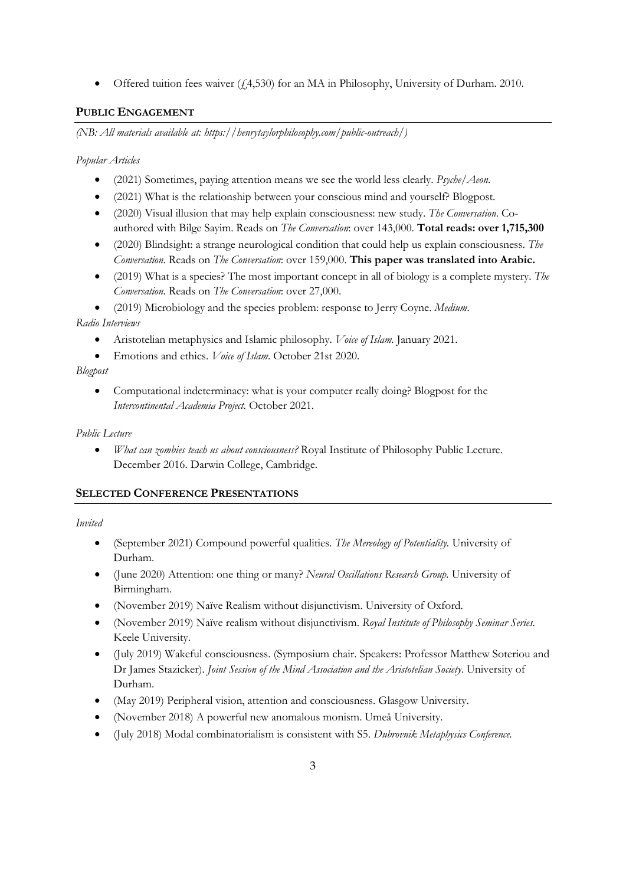- Offered tuition fees waiver (£4,530) for an MA in Philosophy, University of Durham. 2010.

## PUBLIC ENGAGEMENT

*(NB: All materials available at: https://henrytaylorphilosophy.com/public-outreach/)*

*Popular Articles*

- (2021) Sometimes, paying attention means we see the world less clearly. *Psyche/Aeon.*
- (2021) What is the relationship between your conscious mind and yourself? Blogpost.
- (2020) Visual illusion that may help explain consciousness: new study. *The Conversation*. Co-authored with Bilge Sayim. Reads on *The Conversation*: over 143,000. **Total reads: over 1,715,300**
- (2020) Blindsight: a strange neurological condition that could help us explain consciousness. *The Conversation.* Reads on *The Conversation*: over 159,000. **This paper was translated into Arabic.**
- (2019) What is a species? The most important concept in all of biology is a complete mystery. *The Conversation.* Reads on *The Conversation*: over 27,000.
- (2019) Microbiology and the species problem: response to Jerry Coyne. *Medium.*

*Radio Interviews*

- Aristotelian metaphysics and Islamic philosophy. *Voice of Islam.* January 2021.
- Emotions and ethics. *Voice of Islam*. October 21st 2020.

*Blogpost*

- Computational indeterminacy: what is your computer really doing? Blogpost for the *Intercontinental Academia Project.* October 2021.

*Public Lecture*

- *What can zombies teach us about consciousness?* Royal Institute of Philosophy Public Lecture. December 2016. Darwin College, Cambridge.

## SELECTED CONFERENCE PRESENTATIONS

*Invited*

- (September 2021) Compound powerful qualities. *The Mereology of Potentiality.* University of Durham.
- (June 2020) Attention: one thing or many? *Neural Oscillations Research Group.* University of Birmingham.
- (November 2019) Naïve Realism without disjunctivism. University of Oxford.
- (November 2019) Naïve realism without disjunctivism. *Royal Institute of Philosophy Seminar Series.* Keele University.
- (July 2019) Wakeful consciousness. (Symposium chair. Speakers: Professor Matthew Soteriou and Dr James Stazicker). *Joint Session of the Mind Association and the Aristotelian Society*. University of Durham.
- (May 2019) Peripheral vision, attention and consciousness. Glasgow University.
- (November 2018) A powerful new anomalous monism. Umeå University.
- (July 2018) Modal combinatorialism is consistent with S5. *Dubrovnik Metaphysics Conference.*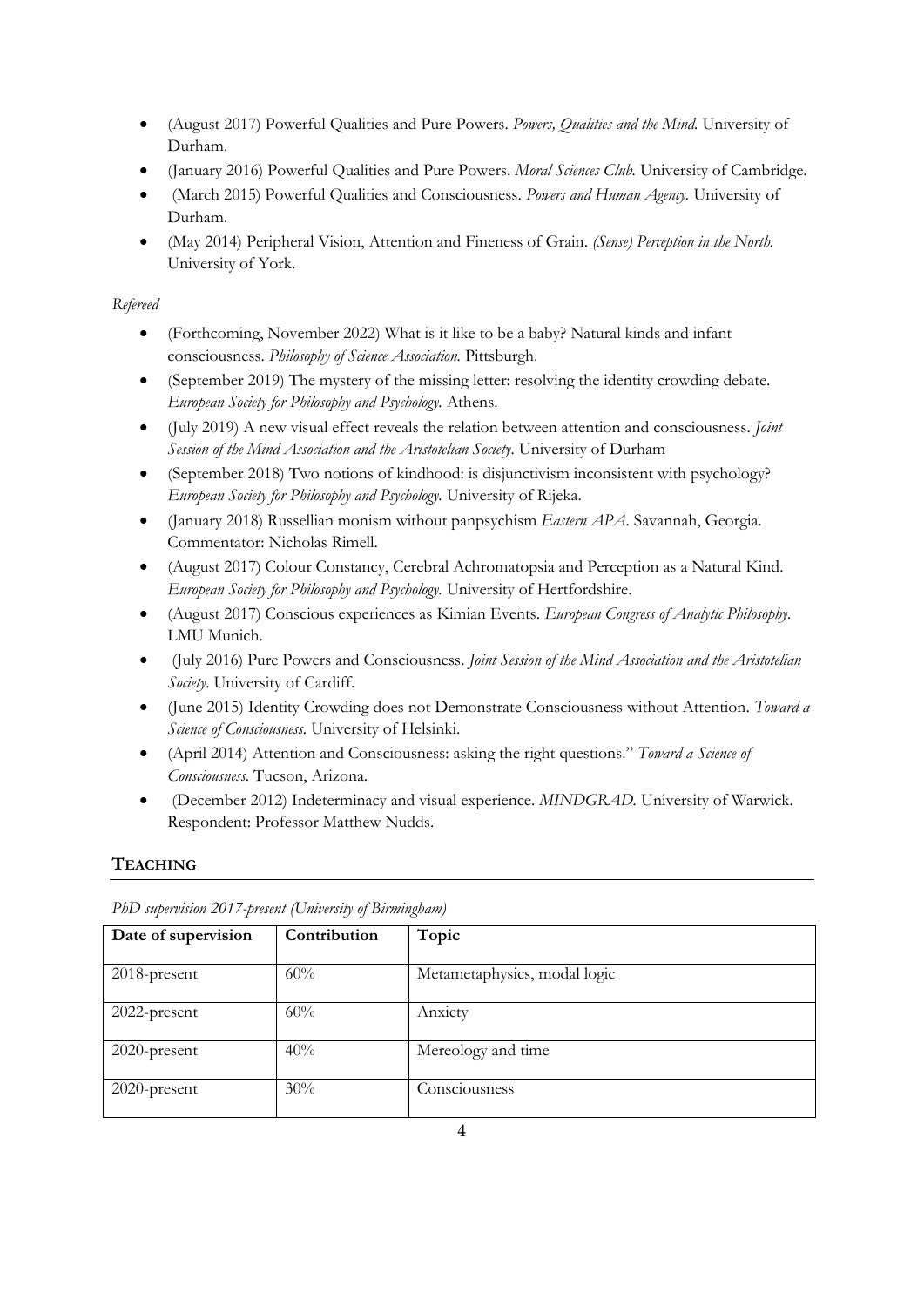- (August 2017) Powerful Qualities and Pure Powers. *Powers, Qualities and the Mind.* University of Durham.
- (January 2016) Powerful Qualities and Pure Powers. *Moral Sciences Club.* University of Cambridge.
- (March 2015) Powerful Qualities and Consciousness. *Powers and Human Agency.* University of Durham.
- (May 2014) Peripheral Vision, Attention and Fineness of Grain. *(Sense) Perception in the North.* University of York.

*Refereed*

- (Forthcoming, November 2022) What is it like to be a baby? Natural kinds and infant consciousness. *Philosophy of Science Association.* Pittsburgh.
- (September 2019) The mystery of the missing letter: resolving the identity crowding debate. *European Society for Philosophy and Psychology.* Athens.
- (July 2019) A new visual effect reveals the relation between attention and consciousness. *Joint Session of the Mind Association and the Aristotelian Society*. University of Durham
- (September 2018) Two notions of kindhood: is disjunctivism inconsistent with psychology? *European Society for Philosophy and Psychology.* University of Rijeka.
- (January 2018) Russellian monism without panpsychism *Eastern APA.* Savannah, Georgia. Commentator: Nicholas Rimell.
- (August 2017) Colour Constancy, Cerebral Achromatopsia and Perception as a Natural Kind. *European Society for Philosophy and Psychology.* University of Hertfordshire.
- (August 2017) Conscious experiences as Kimian Events. *European Congress of Analytic Philosophy*. LMU Munich.
- (July 2016) Pure Powers and Consciousness. *Joint Session of the Mind Association and the Aristotelian Society*. University of Cardiff.
- (June 2015) Identity Crowding does not Demonstrate Consciousness without Attention. *Toward a Science of Consciousness.* University of Helsinki.
- (April 2014) Attention and Consciousness: asking the right questions." *Toward a Science of Consciousness.* Tucson, Arizona.
- (December 2012) Indeterminacy and visual experience. *MINDGRAD.* University of Warwick. Respondent: Professor Matthew Nudds.

## TEACHING

*PhD supervision 2017-present (University of Birmingham)*

| Date of supervision | Contribution | Topic |
|---|---|---|
| 2018-present | 60% | Metametaphysics, modal logic |
| 2022-present | 60% | Anxiety |
| 2020-present | 40% | Mereology and time |
| 2020-present | 30% | Consciousness |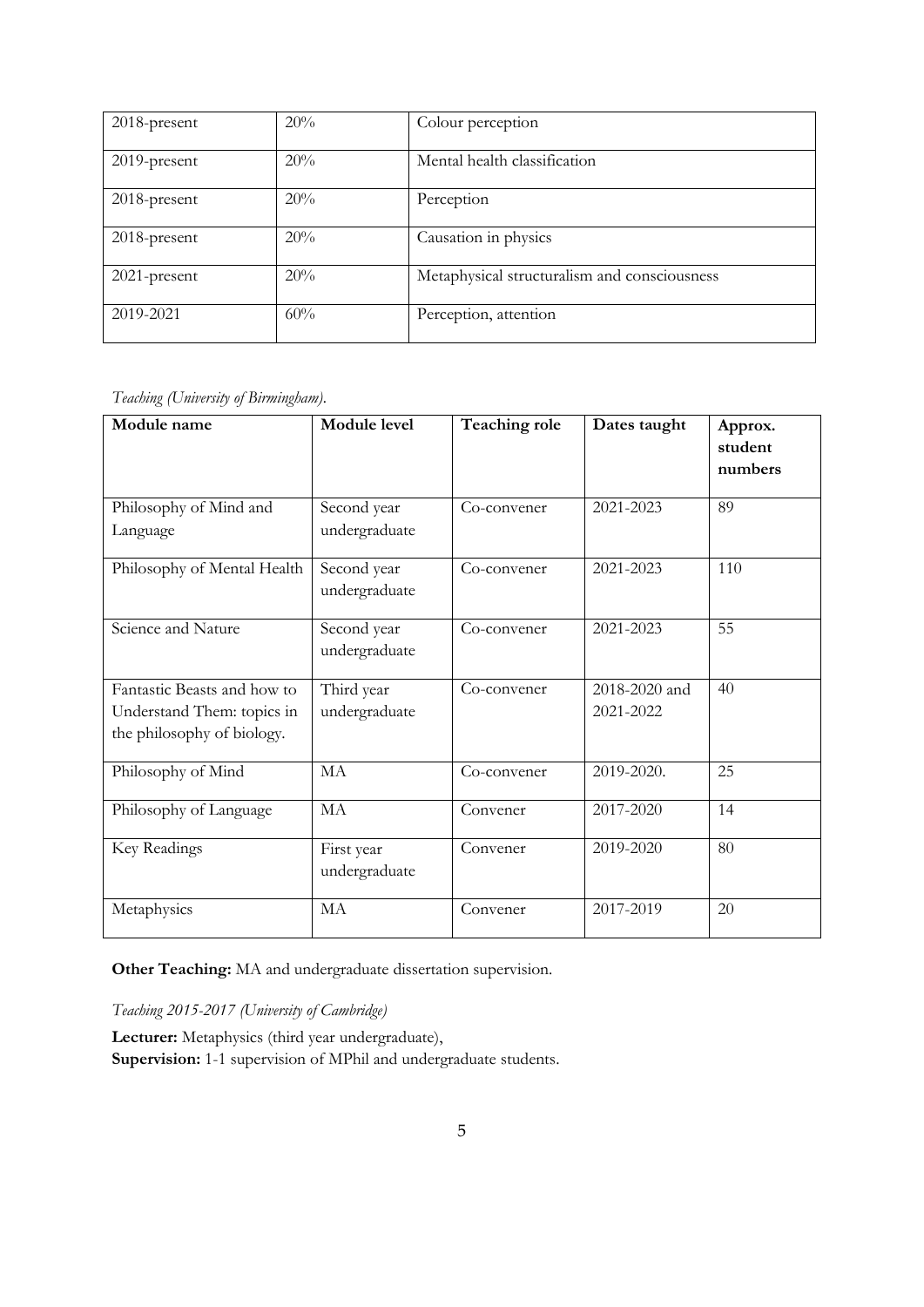| | | |
|---|---|---|
| 2018-present | 20% | Colour perception |
| 2019-present | 20% | Mental health classification |
| 2018-present | 20% | Perception |
| 2018-present | 20% | Causation in physics |
| 2021-present | 20% | Metaphysical structuralism and consciousness |
| 2019-2021 | 60% | Perception, attention |

*Teaching (University of Birmingham).*

| Module name | Module level | Teaching role | Dates taught | Approx. student numbers |
|---|---|---|---|---|
| Philosophy of Mind and Language | Second year undergraduate | Co-convener | 2021-2023 | 89 |
| Philosophy of Mental Health | Second year undergraduate | Co-convener | 2021-2023 | 110 |
| Science and Nature | Second year undergraduate | Co-convener | 2021-2023 | 55 |
| Fantastic Beasts and how to Understand Them: topics in the philosophy of biology. | Third year undergraduate | Co-convener | 2018-2020 and 2021-2022 | 40 |
| Philosophy of Mind | MA | Co-convener | 2019-2020. | 25 |
| Philosophy of Language | MA | Convener | 2017-2020 | 14 |
| Key Readings | First year undergraduate | Convener | 2019-2020 | 80 |
| Metaphysics | MA | Convener | 2017-2019 | 20 |

**Other Teaching:** MA and undergraduate dissertation supervision.

*Teaching 2015-2017 (University of Cambridge)*

**Lecturer:** Metaphysics (third year undergraduate),
**Supervision:** 1-1 supervision of MPhil and undergraduate students.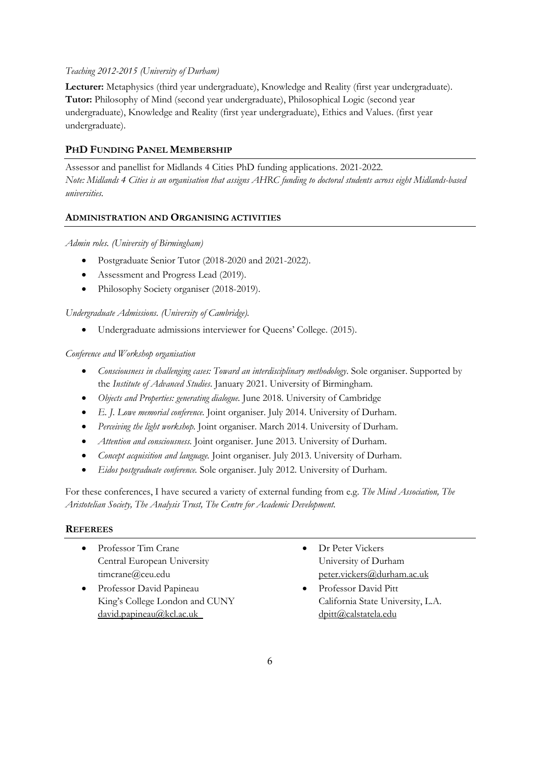*Teaching 2012-2015 (University of Durham)*

**Lecturer:** Metaphysics (third year undergraduate), Knowledge and Reality (first year undergraduate).
**Tutor:** Philosophy of Mind (second year undergraduate), Philosophical Logic (second year undergraduate), Knowledge and Reality (first year undergraduate), Ethics and Values. (first year undergraduate).

## PHD FUNDING PANEL MEMBERSHIP

Assessor and panellist for Midlands 4 Cities PhD funding applications. 2021-2022.
*Note: Midlands 4 Cities is an organisation that assigns AHRC funding to doctoral students across eight Midlands-based universities.*

## ADMINISTRATION AND ORGANISING ACTIVITIES

*Admin roles. (University of Birmingham)*

- Postgraduate Senior Tutor (2018-2020 and 2021-2022).
- Assessment and Progress Lead (2019).
- Philosophy Society organiser (2018-2019).

*Undergraduate Admissions. (University of Cambridge).*

- Undergraduate admissions interviewer for Queens' College. (2015).

*Conference and Workshop organisation*

- *Consciousness in challenging cases: Toward an interdisciplinary methodology*. Sole organiser. Supported by the *Institute of Advanced Studies*. January 2021. University of Birmingham.
- *Objects and Properties: generating dialogue.* June 2018. University of Cambridge
- *E. J. Lowe memorial conference.* Joint organiser. July 2014. University of Durham.
- *Perceiving the light workshop.* Joint organiser. March 2014. University of Durham.
- *Attention and consciousness.* Joint organiser. June 2013. University of Durham.
- *Concept acquisition and language.* Joint organiser. July 2013. University of Durham.
- *Eidos postgraduate conference.* Sole organiser. July 2012. University of Durham.

For these conferences, I have secured a variety of external funding from e.g. *The Mind Association, The Aristotelian Society, The Analysis Trust, The Centre for Academic Development.*

## REFEREES

- Professor Tim Crane
  Central European University
  timcrane@ceu.edu
- Professor David Papineau
  King's College London and CUNY
  david.papineau@kcl.ac.uk
- Dr Peter Vickers
  University of Durham
  peter.vickers@durham.ac.uk
- Professor David Pitt
  California State University, L.A.
  dpitt@calstatela.edu